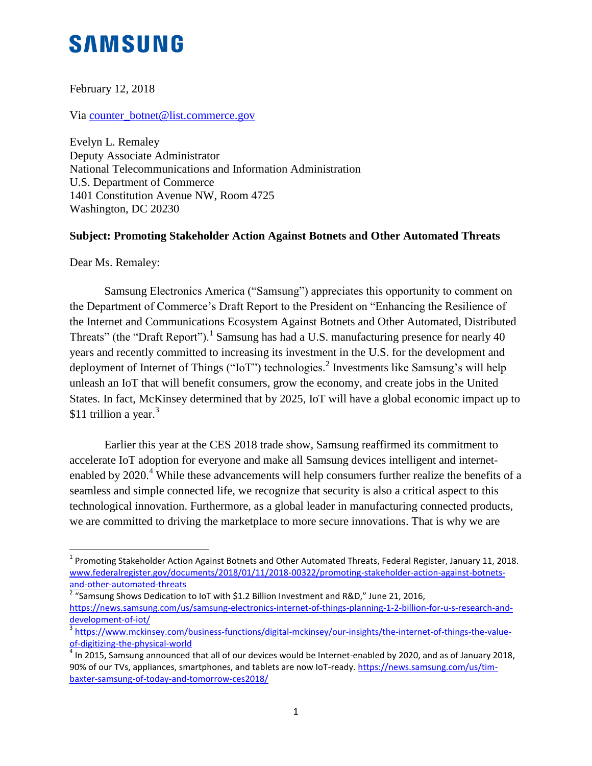# SAMSUNG

February 12, 2018

Via counter_botnet@list.commerce.gov

Evelyn L. Remaley
Deputy Associate Administrator
National Telecommunications and Information Administration
U.S. Department of Commerce
1401 Constitution Avenue NW, Room 4725
Washington, DC 20230

**Subject: Promoting Stakeholder Action Against Botnets and Other Automated Threats**

Dear Ms. Remaley:

Samsung Electronics America ("Samsung") appreciates this opportunity to comment on the Department of Commerce's Draft Report to the President on "Enhancing the Resilience of the Internet and Communications Ecosystem Against Botnets and Other Automated, Distributed Threats" (the "Draft Report").[1] Samsung has had a U.S. manufacturing presence for nearly 40 years and recently committed to increasing its investment in the U.S. for the development and deployment of Internet of Things ("IoT") technologies.[2] Investments like Samsung's will help unleash an IoT that will benefit consumers, grow the economy, and create jobs in the United States. In fact, McKinsey determined that by 2025, IoT will have a global economic impact up to $11 trillion a year.[3]

Earlier this year at the CES 2018 trade show, Samsung reaffirmed its commitment to accelerate IoT adoption for everyone and make all Samsung devices intelligent and internet-enabled by 2020.[4] While these advancements will help consumers further realize the benefits of a seamless and simple connected life, we recognize that security is also a critical aspect to this technological innovation. Furthermore, as a global leader in manufacturing connected products, we are committed to driving the marketplace to more secure innovations. That is why we are

---

[1] Promoting Stakeholder Action Against Botnets and Other Automated Threats, Federal Register, January 11, 2018. www.federalregister.gov/documents/2018/01/11/2018-00322/promoting-stakeholder-action-against-botnets-and-other-automated-threats

[2] "Samsung Shows Dedication to IoT with $1.2 Billion Investment and R&D," June 21, 2016, https://news.samsung.com/us/samsung-electronics-internet-of-things-planning-1-2-billion-for-u-s-research-and-development-of-iot/

[3] https://www.mckinsey.com/business-functions/digital-mckinsey/our-insights/the-internet-of-things-the-value-of-digitizing-the-physical-world

[4] In 2015, Samsung announced that all of our devices would be Internet-enabled by 2020, and as of January 2018, 90% of our TVs, appliances, smartphones, and tablets are now IoT-ready. https://news.samsung.com/us/tim-baxter-samsung-of-today-and-tomorrow-ces2018/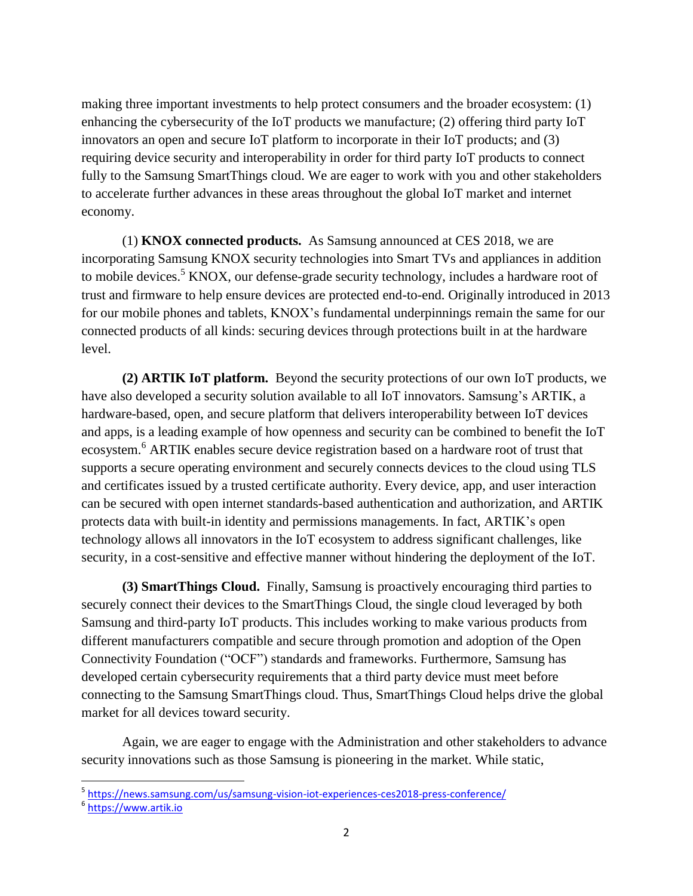making three important investments to help protect consumers and the broader ecosystem: (1) enhancing the cybersecurity of the IoT products we manufacture; (2) offering third party IoT innovators an open and secure IoT platform to incorporate in their IoT products; and (3) requiring device security and interoperability in order for third party IoT products to connect fully to the Samsung SmartThings cloud. We are eager to work with you and other stakeholders to accelerate further advances in these areas throughout the global IoT market and internet economy.

(1) **KNOX connected products.** As Samsung announced at CES 2018, we are incorporating Samsung KNOX security technologies into Smart TVs and appliances in addition to mobile devices.[5] KNOX, our defense-grade security technology, includes a hardware root of trust and firmware to help ensure devices are protected end-to-end. Originally introduced in 2013 for our mobile phones and tablets, KNOX's fundamental underpinnings remain the same for our connected products of all kinds: securing devices through protections built in at the hardware level.

**(2) ARTIK IoT platform.** Beyond the security protections of our own IoT products, we have also developed a security solution available to all IoT innovators. Samsung's ARTIK, a hardware-based, open, and secure platform that delivers interoperability between IoT devices and apps, is a leading example of how openness and security can be combined to benefit the IoT ecosystem.[6] ARTIK enables secure device registration based on a hardware root of trust that supports a secure operating environment and securely connects devices to the cloud using TLS and certificates issued by a trusted certificate authority. Every device, app, and user interaction can be secured with open internet standards-based authentication and authorization, and ARTIK protects data with built-in identity and permissions managements. In fact, ARTIK's open technology allows all innovators in the IoT ecosystem to address significant challenges, like security, in a cost-sensitive and effective manner without hindering the deployment of the IoT.

**(3) SmartThings Cloud.** Finally, Samsung is proactively encouraging third parties to securely connect their devices to the SmartThings Cloud, the single cloud leveraged by both Samsung and third-party IoT products. This includes working to make various products from different manufacturers compatible and secure through promotion and adoption of the Open Connectivity Foundation ("OCF") standards and frameworks. Furthermore, Samsung has developed certain cybersecurity requirements that a third party device must meet before connecting to the Samsung SmartThings cloud. Thus, SmartThings Cloud helps drive the global market for all devices toward security.

Again, we are eager to engage with the Administration and other stakeholders to advance security innovations such as those Samsung is pioneering in the market. While static,

---

[5] https://news.samsung.com/us/samsung-vision-iot-experiences-ces2018-press-conference/

[6] https://www.artik.io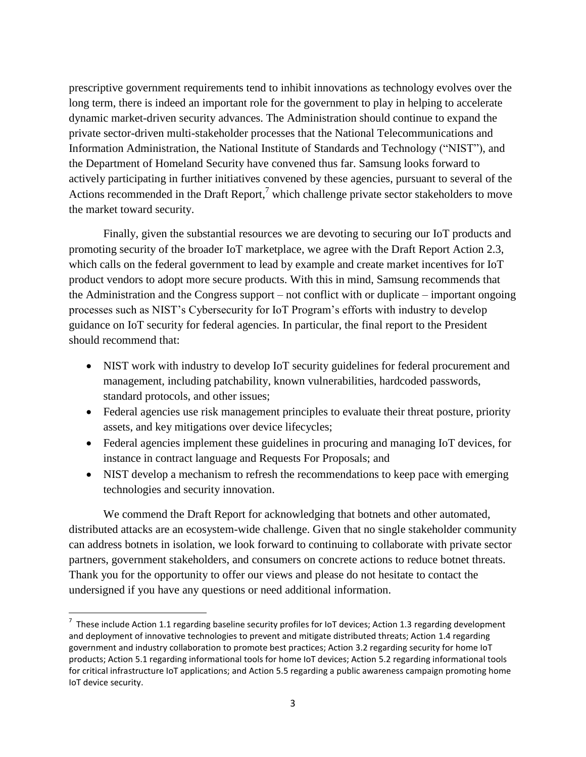prescriptive government requirements tend to inhibit innovations as technology evolves over the long term, there is indeed an important role for the government to play in helping to accelerate dynamic market-driven security advances. The Administration should continue to expand the private sector-driven multi-stakeholder processes that the National Telecommunications and Information Administration, the National Institute of Standards and Technology ("NIST"), and the Department of Homeland Security have convened thus far. Samsung looks forward to actively participating in further initiatives convened by these agencies, pursuant to several of the Actions recommended in the Draft Report,[7] which challenge private sector stakeholders to move the market toward security.

Finally, given the substantial resources we are devoting to securing our IoT products and promoting security of the broader IoT marketplace, we agree with the Draft Report Action 2.3, which calls on the federal government to lead by example and create market incentives for IoT product vendors to adopt more secure products. With this in mind, Samsung recommends that the Administration and the Congress support – not conflict with or duplicate – important ongoing processes such as NIST's Cybersecurity for IoT Program's efforts with industry to develop guidance on IoT security for federal agencies. In particular, the final report to the President should recommend that:

- NIST work with industry to develop IoT security guidelines for federal procurement and management, including patchability, known vulnerabilities, hardcoded passwords, standard protocols, and other issues;
- Federal agencies use risk management principles to evaluate their threat posture, priority assets, and key mitigations over device lifecycles;
- Federal agencies implement these guidelines in procuring and managing IoT devices, for instance in contract language and Requests For Proposals; and
- NIST develop a mechanism to refresh the recommendations to keep pace with emerging technologies and security innovation.

We commend the Draft Report for acknowledging that botnets and other automated, distributed attacks are an ecosystem-wide challenge. Given that no single stakeholder community can address botnets in isolation, we look forward to continuing to collaborate with private sector partners, government stakeholders, and consumers on concrete actions to reduce botnet threats. Thank you for the opportunity to offer our views and please do not hesitate to contact the undersigned if you have any questions or need additional information.

---

[7] These include Action 1.1 regarding baseline security profiles for IoT devices; Action 1.3 regarding development and deployment of innovative technologies to prevent and mitigate distributed threats; Action 1.4 regarding government and industry collaboration to promote best practices; Action 3.2 regarding security for home IoT products; Action 5.1 regarding informational tools for home IoT devices; Action 5.2 regarding informational tools for critical infrastructure IoT applications; and Action 5.5 regarding a public awareness campaign promoting home IoT device security.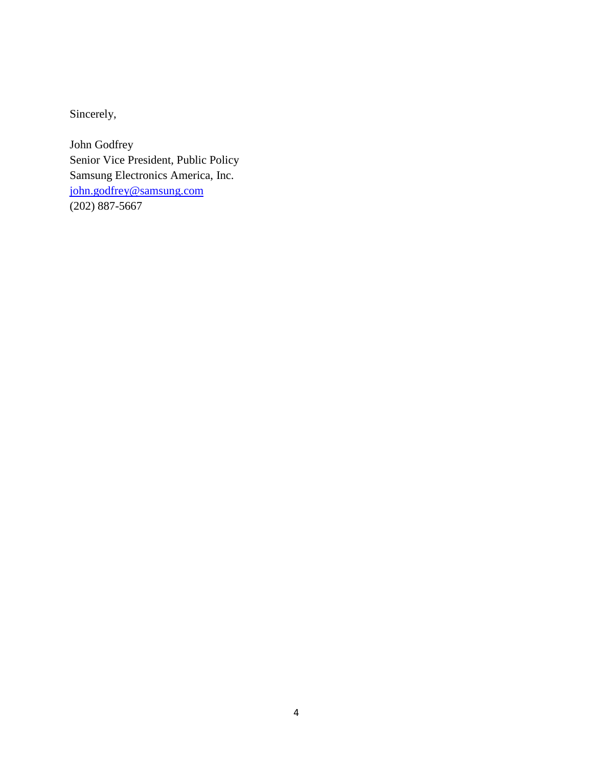Sincerely,

John Godfrey  
Senior Vice President, Public Policy  
Samsung Electronics America, Inc.  
john.godfrey@samsung.com  
(202) 887-5667